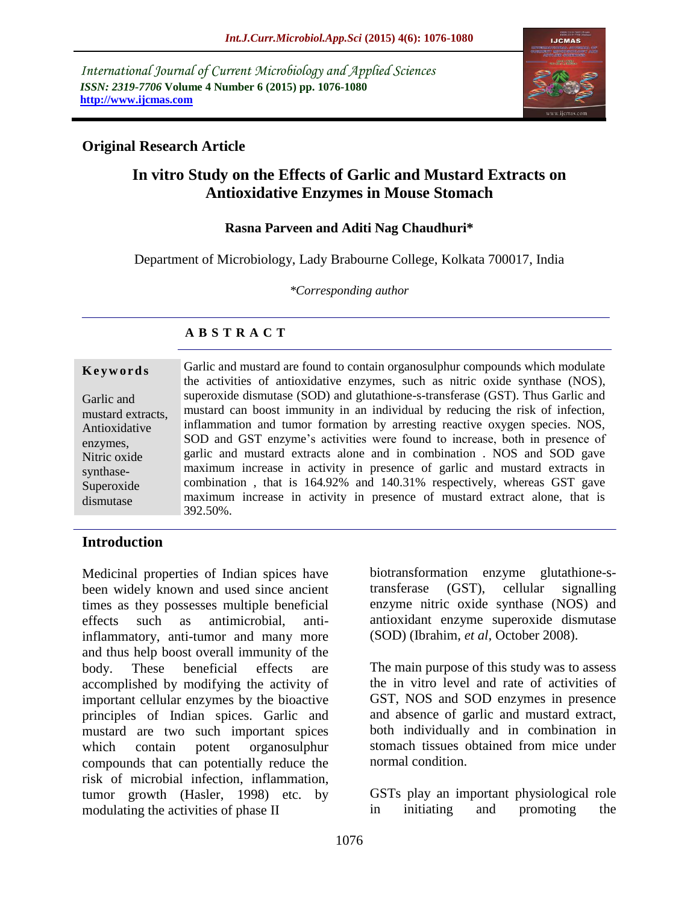International Journal of Current Microbiology and Applied Sciences
*ISSN: 2319-7706* **Volume 4 Number 6 (2015) pp. 1076-1080**
**http://www.ijcmas.com**

## Original Research Article

# In vitro Study on the Effects of Garlic and Mustard Extracts on Antioxidative Enzymes in Mouse Stomach

**Rasna Parveen and Aditi Nag Chaudhuri\***

Department of Microbiology, Lady Brabourne College, Kolkata 700017, India

*\*Corresponding author*

## A B S T R A C T

**Keywords**

Garlic and mustard extracts, Antioxidative enzymes, Nitric oxide synthase-Superoxide dismutase

Garlic and mustard are found to contain organosulphur compounds which modulate the activities of antioxidative enzymes, such as nitric oxide synthase (NOS), superoxide dismutase (SOD) and glutathione-s-transferase (GST). Thus Garlic and mustard can boost immunity in an individual by reducing the risk of infection, inflammation and tumor formation by arresting reactive oxygen species. NOS, SOD and GST enzyme's activities were found to increase, both in presence of garlic and mustard extracts alone and in combination . NOS and SOD gave maximum increase in activity in presence of garlic and mustard extracts in combination , that is 164.92% and 140.31% respectively, whereas GST gave maximum increase in activity in presence of mustard extract alone, that is 392.50%.

## Introduction

Medicinal properties of Indian spices have been widely known and used since ancient times as they possesses multiple beneficial effects such as antimicrobial, anti-inflammatory, anti-tumor and many more and thus help boost overall immunity of the body. These beneficial effects are accomplished by modifying the activity of important cellular enzymes by the bioactive principles of Indian spices. Garlic and mustard are two such important spices which contain potent organosulphur compounds that can potentially reduce the risk of microbial infection, inflammation, tumor growth (Hasler, 1998) etc. by modulating the activities of phase II biotransformation enzyme glutathione-s-transferase (GST), cellular signalling enzyme nitric oxide synthase (NOS) and antioxidant enzyme superoxide dismutase (SOD) (Ibrahim, *et al*, October 2008).

The main purpose of this study was to assess the in vitro level and rate of activities of GST, NOS and SOD enzymes in presence and absence of garlic and mustard extract, both individually and in combination in stomach tissues obtained from mice under normal condition.

GSTs play an important physiological role in initiating and promoting the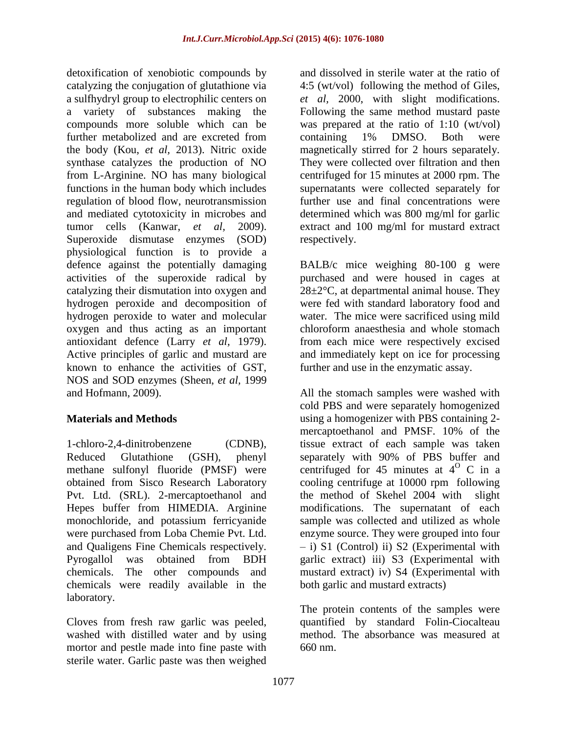detoxification of xenobiotic compounds by catalyzing the conjugation of glutathione via a sulfhydryl group to electrophilic centers on a variety of substances making the compounds more soluble which can be further metabolized and are excreted from the body (Kou, *et al*, 2013). Nitric oxide synthase catalyzes the production of NO from L-Arginine. NO has many biological functions in the human body which includes regulation of blood flow, neurotransmission and mediated cytotoxicity in microbes and tumor cells (Kanwar, *et al*, 2009). Superoxide dismutase enzymes (SOD) physiological function is to provide a defence against the potentially damaging activities of the superoxide radical by catalyzing their dismutation into oxygen and hydrogen peroxide and decomposition of hydrogen peroxide to water and molecular oxygen and thus acting as an important antioxidant defence (Larry *et al*, 1979). Active principles of garlic and mustard are known to enhance the activities of GST, NOS and SOD enzymes (Sheen, *et al*, 1999 and Hofmann, 2009).

## Materials and Methods

1-chloro-2,4-dinitrobenzene (CDNB), Reduced Glutathione (GSH), phenyl methane sulfonyl fluoride (PMSF) were obtained from Sisco Research Laboratory Pvt. Ltd. (SRL). 2-mercaptoethanol and Hepes buffer from HIMEDIA. Arginine monochloride, and potassium ferricyanide were purchased from Loba Chemie Pvt. Ltd. and Qualigens Fine Chemicals respectively. Pyrogallol was obtained from BDH chemicals. The other compounds and chemicals were readily available in the laboratory.

Cloves from fresh raw garlic was peeled, washed with distilled water and by using mortor and pestle made into fine paste with sterile water. Garlic paste was then weighed and dissolved in sterile water at the ratio of 4:5 (wt/vol) following the method of Giles, *et al*, 2000, with slight modifications. Following the same method mustard paste was prepared at the ratio of 1:10 (wt/vol) containing 1% DMSO. Both were magnetically stirred for 2 hours separately. They were collected over filtration and then centrifuged for 15 minutes at 2000 rpm. The supernatants were collected separately for further use and final concentrations were determined which was 800 mg/ml for garlic extract and 100 mg/ml for mustard extract respectively.

BALB/c mice weighing 80-100 g were purchased and were housed in cages at 28±2°C, at departmental animal house. They were fed with standard laboratory food and water. The mice were sacrificed using mild chloroform anaesthesia and whole stomach from each mice were respectively excised and immediately kept on ice for processing further and use in the enzymatic assay.

All the stomach samples were washed with cold PBS and were separately homogenized using a homogenizer with PBS containing 2-mercaptoethanol and PMSF. 10% of the tissue extract of each sample was taken separately with 90% of PBS buffer and centrifuged for 45 minutes at $4^{O}$ C in a cooling centrifuge at 10000 rpm following the method of Skehel 2004 with slight modifications. The supernatant of each sample was collected and utilized as whole enzyme source. They were grouped into four – i) S1 (Control) ii) S2 (Experimental with garlic extract) iii) S3 (Experimental with mustard extract) iv) S4 (Experimental with both garlic and mustard extracts)

The protein contents of the samples were quantified by standard Folin-Ciocalteau method. The absorbance was measured at 660 nm.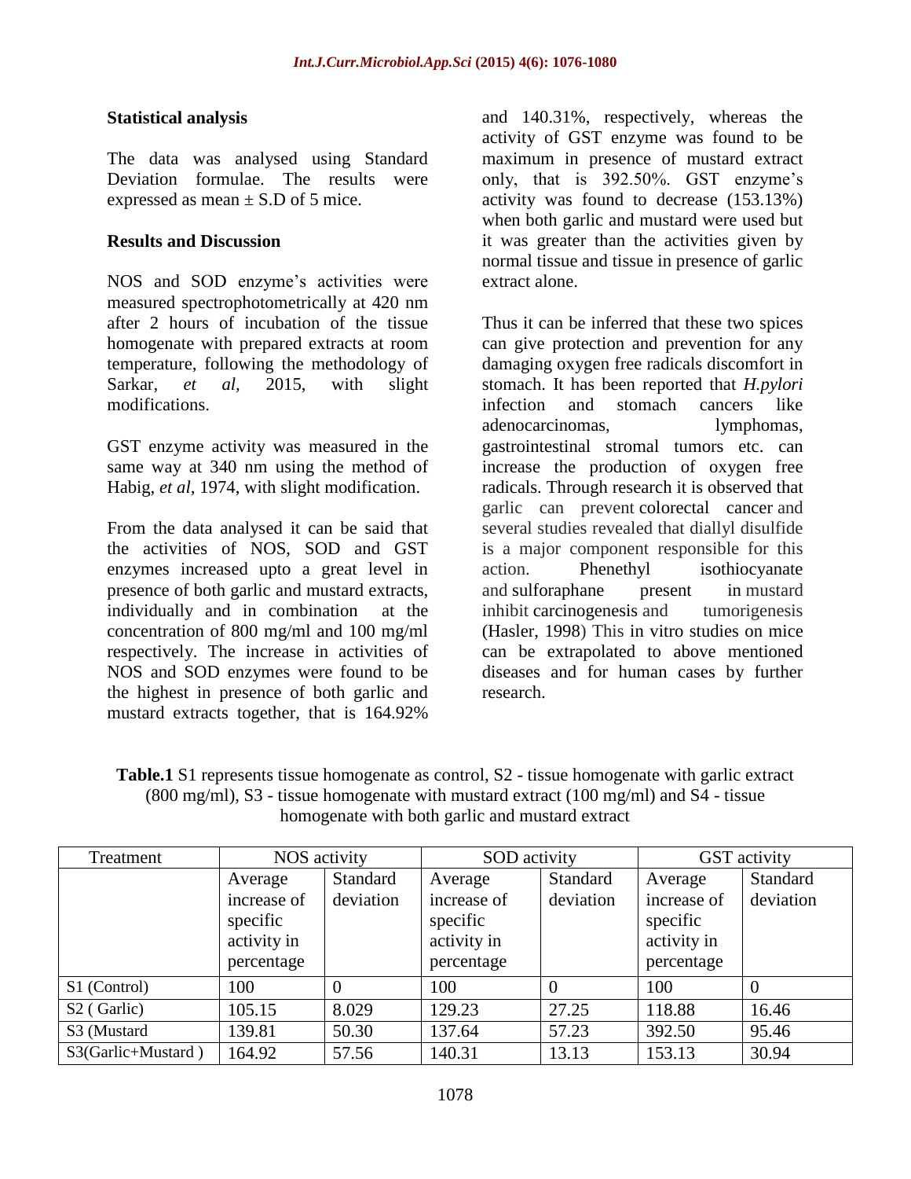### Statistical analysis

The data was analysed using Standard Deviation formulae. The results were expressed as mean ± S.D of 5 mice.

### Results and Discussion

NOS and SOD enzyme's activities were measured spectrophotometrically at 420 nm after 2 hours of incubation of the tissue homogenate with prepared extracts at room temperature, following the methodology of Sarkar, *et al,* 2015, with slight modifications.

GST enzyme activity was measured in the same way at 340 nm using the method of Habig, *et al,* 1974, with slight modification.

From the data analysed it can be said that the activities of NOS, SOD and GST enzymes increased upto a great level in presence of both garlic and mustard extracts, individually and in combination at the concentration of 800 mg/ml and 100 mg/ml respectively. The increase in activities of NOS and SOD enzymes were found to be the highest in presence of both garlic and mustard extracts together, that is 164.92% and 140.31%, respectively, whereas the activity of GST enzyme was found to be maximum in presence of mustard extract only, that is 392.50%. GST enzyme's activity was found to decrease (153.13%) when both garlic and mustard were used but it was greater than the activities given by normal tissue and tissue in presence of garlic extract alone.

Thus it can be inferred that these two spices can give protection and prevention for any damaging oxygen free radicals discomfort in stomach. It has been reported that *H.pylori* infection and stomach cancers like adenocarcinomas, lymphomas, gastrointestinal stromal tumors etc. can increase the production of oxygen free radicals. Through research it is observed that garlic can prevent colorectal cancer and several studies revealed that diallyl disulfide is a major component responsible for this action. Phenethyl isothiocyanate and sulforaphane present in mustard inhibit carcinogenesis and tumorigenesis (Hasler, 1998) This in vitro studies on mice can be extrapolated to above mentioned diseases and for human cases by further research.

**Table.1** S1 represents tissue homogenate as control, S2 - tissue homogenate with garlic extract (800 mg/ml), S3 - tissue homogenate with mustard extract (100 mg/ml) and S4 - tissue homogenate with both garlic and mustard extract

| Treatment | NOS activity | | SOD activity | | GST activity | |
|---|---|---|---|---|---|---|
| | Average increase of specific activity in percentage | Standard deviation | Average increase of specific activity in percentage | Standard deviation | Average increase of specific activity in percentage | Standard deviation |
| S1 (Control) | 100 | 0 | 100 | 0 | 100 | 0 |
| S2 ( Garlic) | 105.15 | 8.029 | 129.23 | 27.25 | 118.88 | 16.46 |
| S3 (Mustard | 139.81 | 50.30 | 137.64 | 57.23 | 392.50 | 95.46 |
| S3(Garlic+Mustard ) | 164.92 | 57.56 | 140.31 | 13.13 | 153.13 | 30.94 |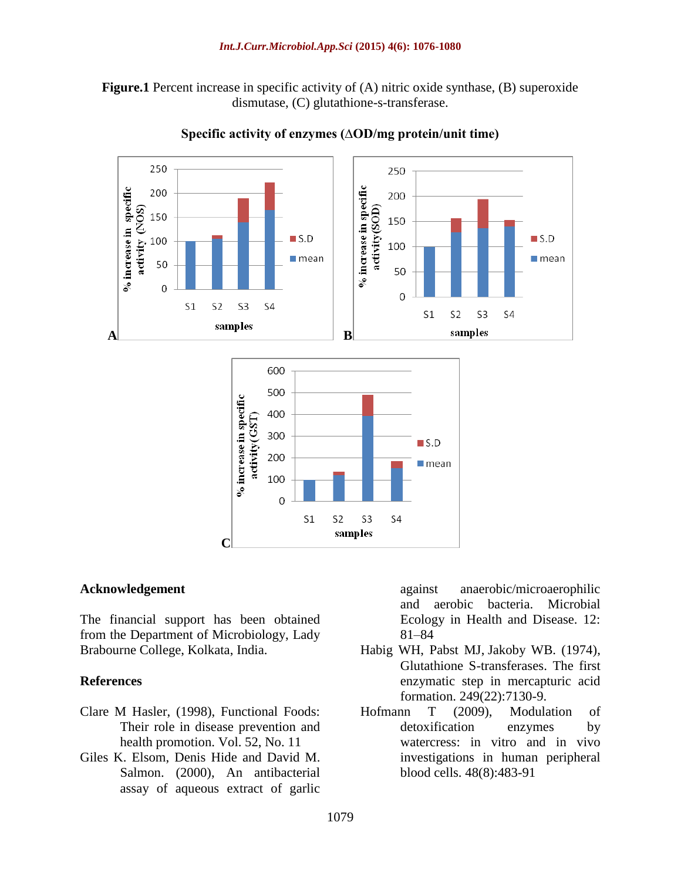**Figure.1** Percent increase in specific activity of (A) nitric oxide synthase, (B) superoxide dismutase, (C) glutathione-s-transferase.

**Specific activity of enzymes (ΔOD/mg protein/unit time)**

## Acknowledgement

The financial support has been obtained from the Department of Microbiology, Lady Brabourne College, Kolkata, India.

## References

Clare M Hasler, (1998), Functional Foods: Their role in disease prevention and health promotion. Vol. 52, No. 11

Giles K. Elsom, Denis Hide and David M. Salmon. (2000), An antibacterial assay of aqueous extract of garlic against anaerobic/microaerophilic and aerobic bacteria. Microbial Ecology in Health and Disease. 12: 81–84

Habig WH, Pabst MJ, Jakoby WB. (1974), Glutathione S-transferases. The first enzymatic step in mercapturic acid formation. 249(22):7130-9.

Hofmann T (2009), Modulation of detoxification enzymes by watercress: in vitro and in vivo investigations in human peripheral blood cells. 48(8):483-91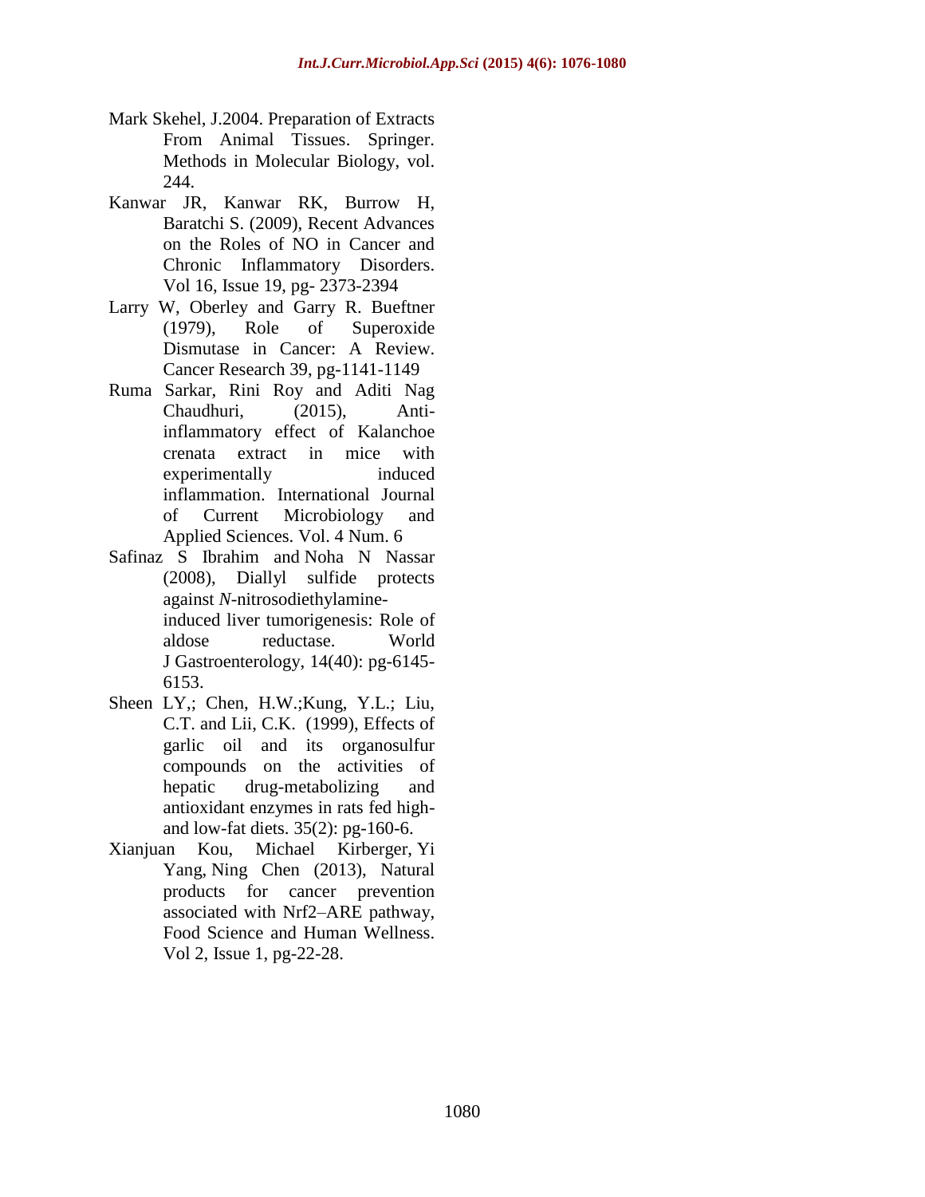Mark Skehel, J.2004. Preparation of Extracts From Animal Tissues. Springer. Methods in Molecular Biology, vol. 244.

Kanwar JR, Kanwar RK, Burrow H, Baratchi S. (2009), Recent Advances on the Roles of NO in Cancer and Chronic Inflammatory Disorders. Vol 16, Issue 19, pg- 2373-2394

Larry W, Oberley and Garry R. Bueftner (1979), Role of Superoxide Dismutase in Cancer: A Review. Cancer Research 39, pg-1141-1149

Ruma Sarkar, Rini Roy and Aditi Nag Chaudhuri, (2015), Anti-inflammatory effect of Kalanchoe crenata extract in mice with experimentally induced inflammation. International Journal of Current Microbiology and Applied Sciences. Vol. 4 Num. 6

Safinaz S Ibrahim and Noha N Nassar (2008), Diallyl sulfide protects against *N*-nitrosodiethylamine-induced liver tumorigenesis: Role of aldose reductase. World J Gastroenterology, 14(40): pg-6145-6153.

Sheen LY,; Chen, H.W.;Kung, Y.L.; Liu, C.T. and Lii, C.K. (1999), Effects of garlic oil and its organosulfur compounds on the activities of hepatic drug-metabolizing and antioxidant enzymes in rats fed high- and low-fat diets. 35(2): pg-160-6.

Xianjuan Kou, Michael Kirberger, Yi Yang, Ning Chen (2013), Natural products for cancer prevention associated with Nrf2–ARE pathway, Food Science and Human Wellness. Vol 2, Issue 1, pg-22-28.